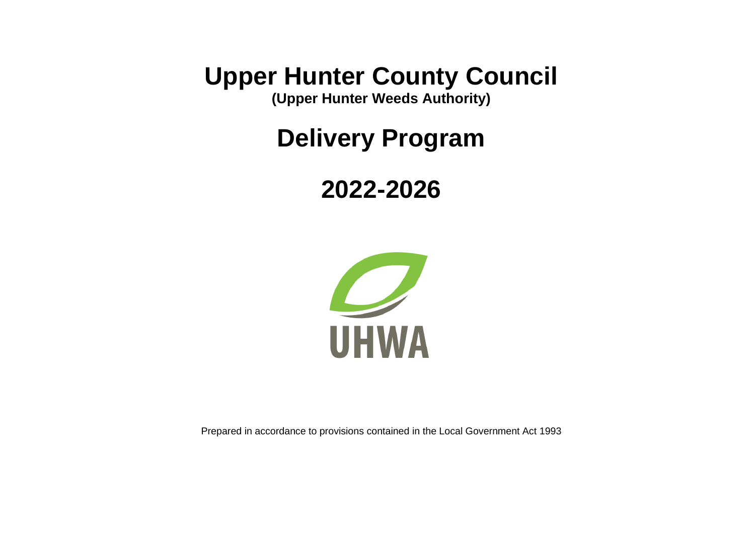# Upper Hunter County Council

**(Upper Hunter Weeds Authority)**

# Delivery Program

# 2022-2026

UHWA

Prepared in accordance to provisions contained in the Local Government Act 1993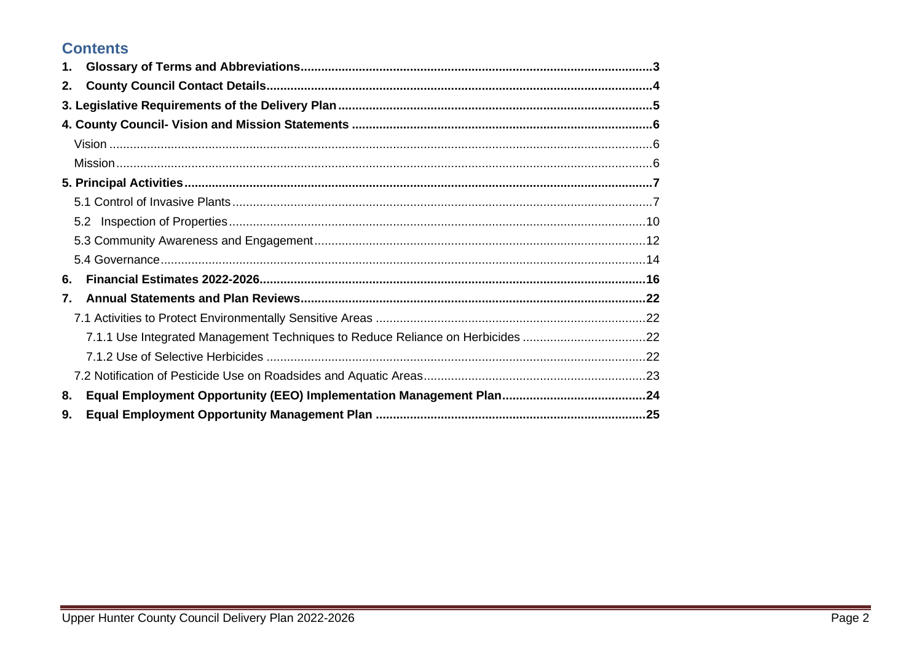## Contents

1. **Glossary of Terms and Abbreviations** .....3
2. **County Council Contact Details** .....4

**3. Legislative Requirements of the Delivery Plan** .....5

**4. County Council- Vision and Mission Statements** .....6

- Vision .....6
- Mission .....6

**5. Principal Activities** .....7

- 5.1 Control of Invasive Plants .....7
- 5.2 Inspection of Properties .....10
- 5.3 Community Awareness and Engagement .....12
- 5.4 Governance .....14

6. **Financial Estimates 2022-2026** .....16
7. **Annual Statements and Plan Reviews** .....22
   - 7.1 Activities to Protect Environmentally Sensitive Areas .....22
     - 7.1.1 Use Integrated Management Techniques to Reduce Reliance on Herbicides .....22
     - 7.1.2 Use of Selective Herbicides .....22
   - 7.2 Notification of Pesticide Use on Roadsides and Aquatic Areas .....23
8. **Equal Employment Opportunity (EEO) Implementation Management Plan** .....24
9. **Equal Employment Opportunity Management Plan** .....25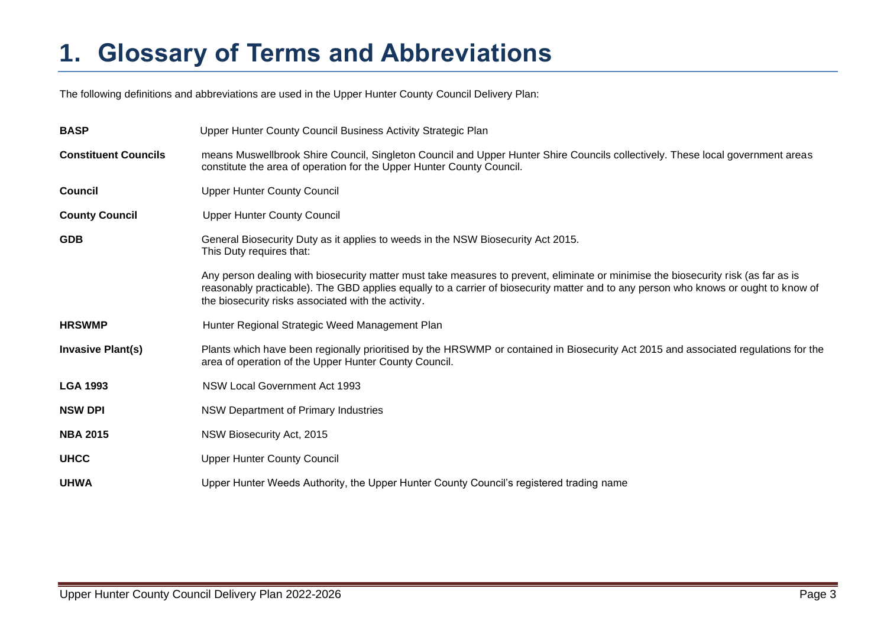# 1. Glossary of Terms and Abbreviations

The following definitions and abbreviations are used in the Upper Hunter County Council Delivery Plan:

**BASP** Upper Hunter County Council Business Activity Strategic Plan

**Constituent Councils** means Muswellbrook Shire Council, Singleton Council and Upper Hunter Shire Councils collectively. These local government areas constitute the area of operation for the Upper Hunter County Council.

**Council** Upper Hunter County Council

**County Council** Upper Hunter County Council

**GDB** General Biosecurity Duty as it applies to weeds in the NSW Biosecurity Act 2015.
This Duty requires that:

Any person dealing with biosecurity matter must take measures to prevent, eliminate or minimise the biosecurity risk (as far as is reasonably practicable). The GBD applies equally to a carrier of biosecurity matter and to any person who knows or ought to know of the biosecurity risks associated with the activity.

**HRSWMP** Hunter Regional Strategic Weed Management Plan

**Invasive Plant(s)** Plants which have been regionally prioritised by the HRSWMP or contained in Biosecurity Act 2015 and associated regulations for the area of operation of the Upper Hunter County Council.

**LGA 1993** NSW Local Government Act 1993

**NSW DPI** NSW Department of Primary Industries

**NBA 2015** NSW Biosecurity Act, 2015

**UHCC** Upper Hunter County Council

**UHWA** Upper Hunter Weeds Authority, the Upper Hunter County Council's registered trading name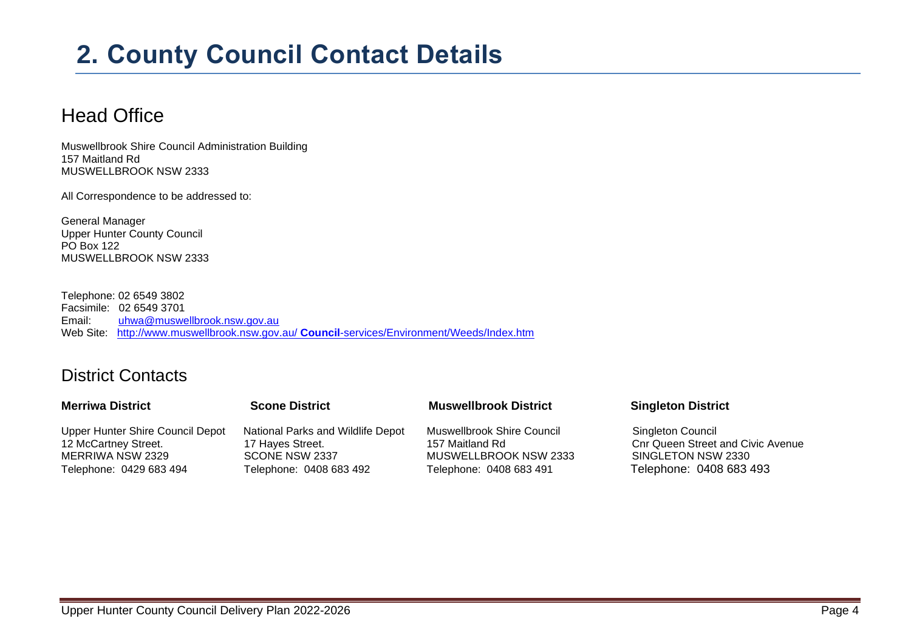# 2. County Council Contact Details

## Head Office

Muswellbrook Shire Council Administration Building
157 Maitland Rd
MUSWELLBROOK NSW 2333

All Correspondence to be addressed to:

General Manager
Upper Hunter County Council
PO Box 122
MUSWELLBROOK NSW 2333

Telephone: 02 6549 3802
Facsimile: 02 6549 3701
Email: uhwa@muswellbrook.nsw.gov.au
Web Site: http://www.muswellbrook.nsw.gov.au/ **Council**-services/Environment/Weeds/Index.htm

## District Contacts

| **Merriwa District** | **Scone District** | **Muswellbrook District** | **Singleton District** |
|---|---|---|---|
| Upper Hunter Shire Council Depot<br>12 McCartney Street.<br>MERRIWA NSW 2329<br>Telephone: 0429 683 494 | National Parks and Wildlife Depot<br>17 Hayes Street.<br>SCONE NSW 2337<br>Telephone: 0408 683 492 | Muswellbrook Shire Council<br>157 Maitland Rd<br>MUSWELLBROOK NSW 2333<br>Telephone: 0408 683 491 | Singleton Council<br>Cnr Queen Street and Civic Avenue<br>SINGLETON NSW 2330<br>Telephone: 0408 683 493 |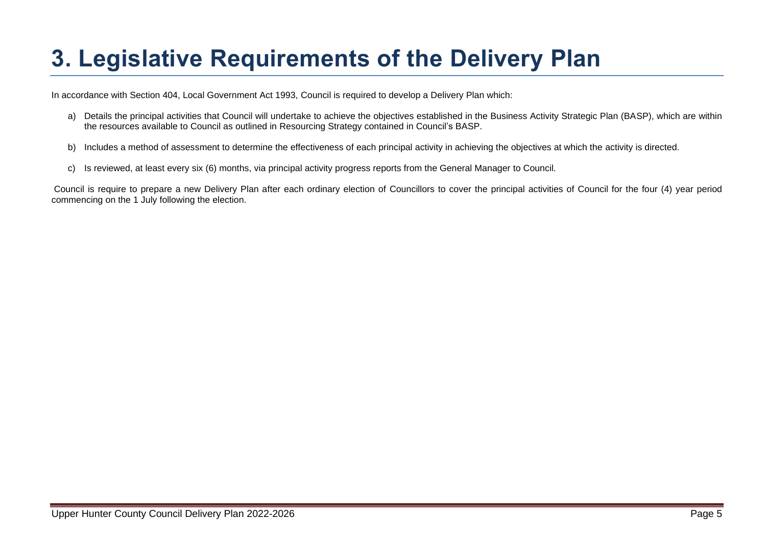# 3. Legislative Requirements of the Delivery Plan

In accordance with Section 404, Local Government Act 1993, Council is required to develop a Delivery Plan which:

a) Details the principal activities that Council will undertake to achieve the objectives established in the Business Activity Strategic Plan (BASP), which are within the resources available to Council as outlined in Resourcing Strategy contained in Council's BASP.

b) Includes a method of assessment to determine the effectiveness of each principal activity in achieving the objectives at which the activity is directed.

c) Is reviewed, at least every six (6) months, via principal activity progress reports from the General Manager to Council.

Council is require to prepare a new Delivery Plan after each ordinary election of Councillors to cover the principal activities of Council for the four (4) year period commencing on the 1 July following the election.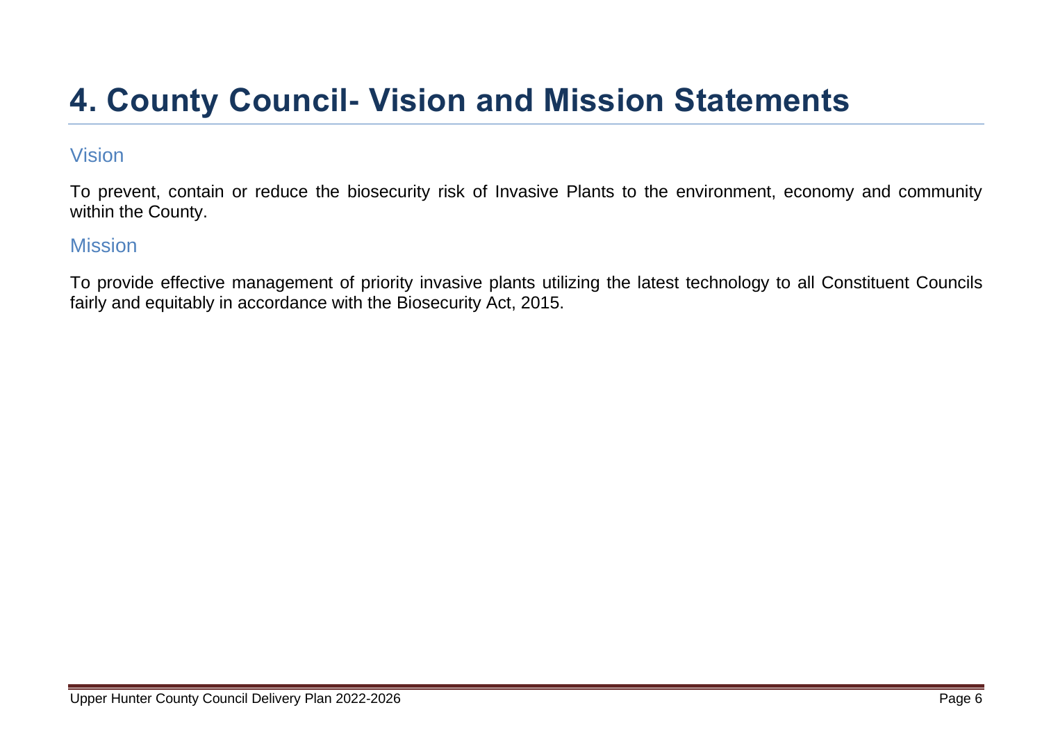# 4. County Council- Vision and Mission Statements

## Vision

To prevent, contain or reduce the biosecurity risk of Invasive Plants to the environment, economy and community within the County.

## Mission

To provide effective management of priority invasive plants utilizing the latest technology to all Constituent Councils fairly and equitably in accordance with the Biosecurity Act, 2015.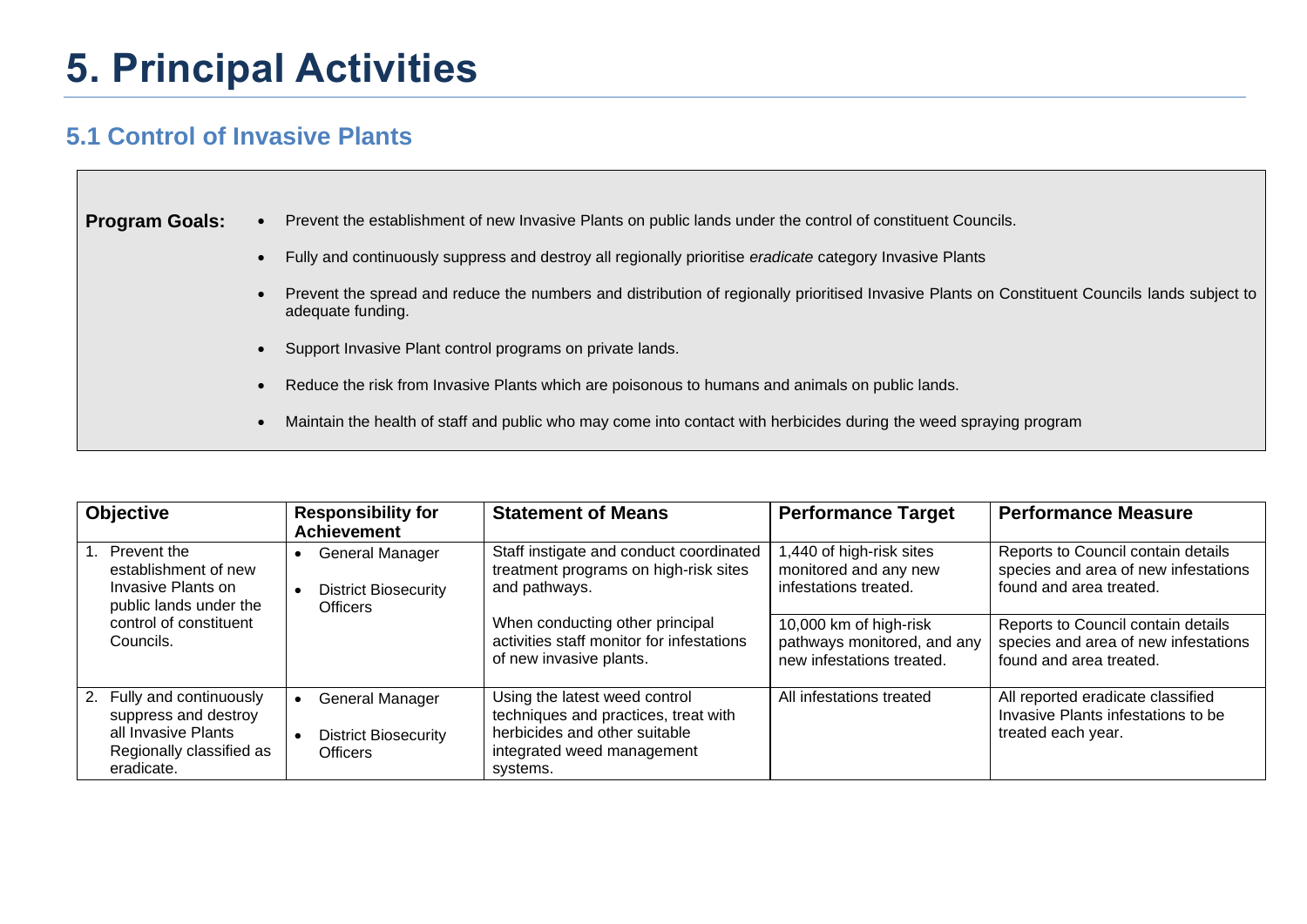# 5. Principal Activities

## 5.1 Control of Invasive Plants

**Program Goals:**

- Prevent the establishment of new Invasive Plants on public lands under the control of constituent Councils.
- Fully and continuously suppress and destroy all regionally prioritise *eradicate* category Invasive Plants
- Prevent the spread and reduce the numbers and distribution of regionally prioritised Invasive Plants on Constituent Councils lands subject to adequate funding.
- Support Invasive Plant control programs on private lands.
- Reduce the risk from Invasive Plants which are poisonous to humans and animals on public lands.
- Maintain the health of staff and public who may come into contact with herbicides during the weed spraying program

| Objective | Responsibility for Achievement | Statement of Means | Performance Target | Performance Measure |
|---|---|---|---|---|
| 1. Prevent the establishment of new Invasive Plants on public lands under the control of constituent Councils. | • General Manager<br>• District Biosecurity Officers | Staff instigate and conduct coordinated treatment programs on high-risk sites and pathways.<br><br>When conducting other principal activities staff monitor for infestations of new invasive plants. | 1,440 of high-risk sites monitored and any new infestations treated. | Reports to Council contain details species and area of new infestations found and area treated. |
| | | | 10,000 km of high-risk pathways monitored, and any new infestations treated. | Reports to Council contain details species and area of new infestations found and area treated. |
| 2. Fully and continuously suppress and destroy all Invasive Plants Regionally classified as eradicate. | • General Manager<br>• District Biosecurity Officers | Using the latest weed control techniques and practices, treat with herbicides and other suitable integrated weed management systems. | All infestations treated | All reported eradicate classified Invasive Plants infestations to be treated each year. |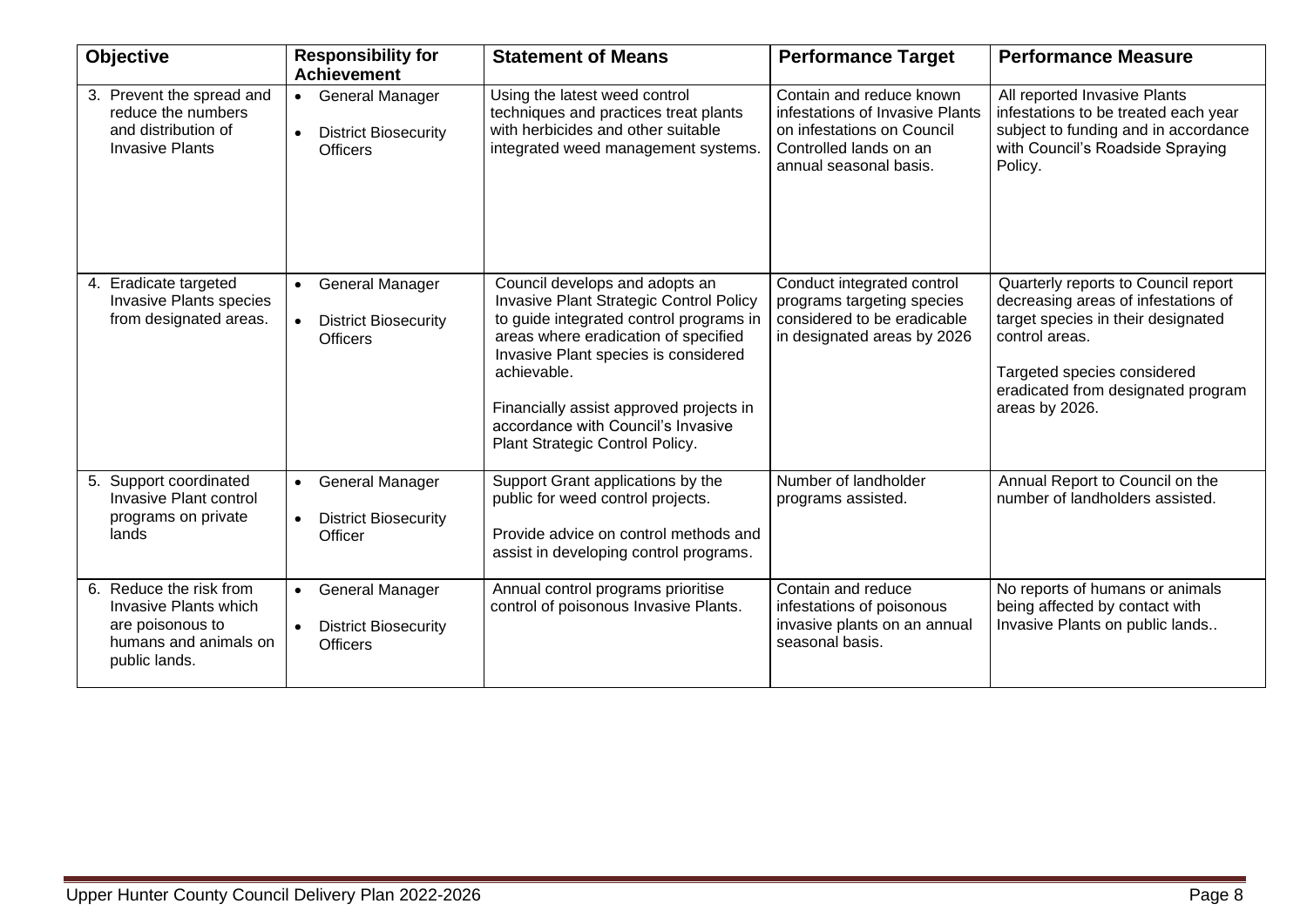| Objective | Responsibility for Achievement | Statement of Means | Performance Target | Performance Measure |
|---|---|---|---|---|
| 3. Prevent the spread and reduce the numbers and distribution of Invasive Plants | • General Manager<br>• District Biosecurity Officers | Using the latest weed control techniques and practices treat plants with herbicides and other suitable integrated weed management systems. | Contain and reduce known infestations of Invasive Plants on infestations on Council Controlled lands on an annual seasonal basis. | All reported Invasive Plants infestations to be treated each year subject to funding and in accordance with Council's Roadside Spraying Policy. |
| 4. Eradicate targeted Invasive Plants species from designated areas. | • General Manager<br>• District Biosecurity Officers | Council develops and adopts an Invasive Plant Strategic Control Policy to guide integrated control programs in areas where eradication of specified Invasive Plant species is considered achievable.<br><br>Financially assist approved projects in accordance with Council's Invasive Plant Strategic Control Policy. | Conduct integrated control programs targeting species considered to be eradicable in designated areas by 2026 | Quarterly reports to Council report decreasing areas of infestations of target species in their designated control areas.<br><br>Targeted species considered eradicated from designated program areas by 2026. |
| 5. Support coordinated Invasive Plant control programs on private lands | • General Manager<br>• District Biosecurity Officer | Support Grant applications by the public for weed control projects.<br><br>Provide advice on control methods and assist in developing control programs. | Number of landholder programs assisted. | Annual Report to Council on the number of landholders assisted. |
| 6. Reduce the risk from Invasive Plants which are poisonous to humans and animals on public lands. | • General Manager<br>• District Biosecurity Officers | Annual control programs prioritise control of poisonous Invasive Plants. | Contain and reduce infestations of poisonous invasive plants on an annual seasonal basis. | No reports of humans or animals being affected by contact with Invasive Plants on public lands.. |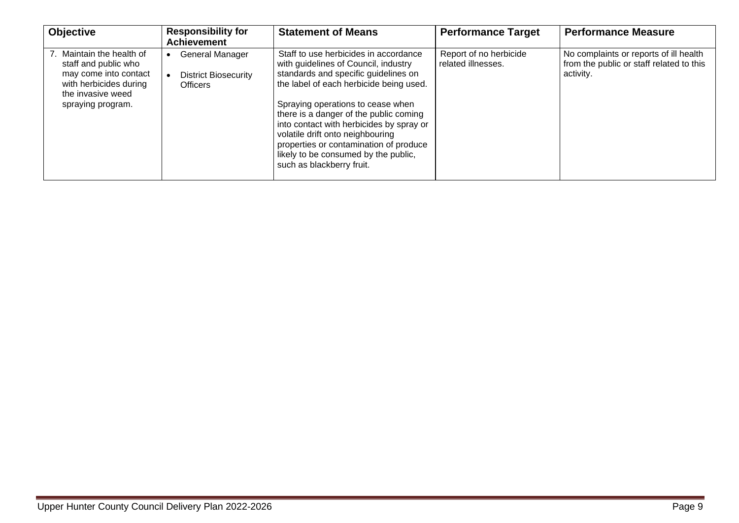| Objective | Responsibility for Achievement | Statement of Means | Performance Target | Performance Measure |
|---|---|---|---|---|
| 7. Maintain the health of staff and public who may come into contact with herbicides during the invasive weed spraying program. | • General Manager<br>• District Biosecurity Officers | Staff to use herbicides in accordance with guidelines of Council, industry standards and specific guidelines on the label of each herbicide being used.<br><br>Spraying operations to cease when there is a danger of the public coming into contact with herbicides by spray or volatile drift onto neighbouring properties or contamination of produce likely to be consumed by the public, such as blackberry fruit. | Report of no herbicide related illnesses. | No complaints or reports of ill health from the public or staff related to this activity. |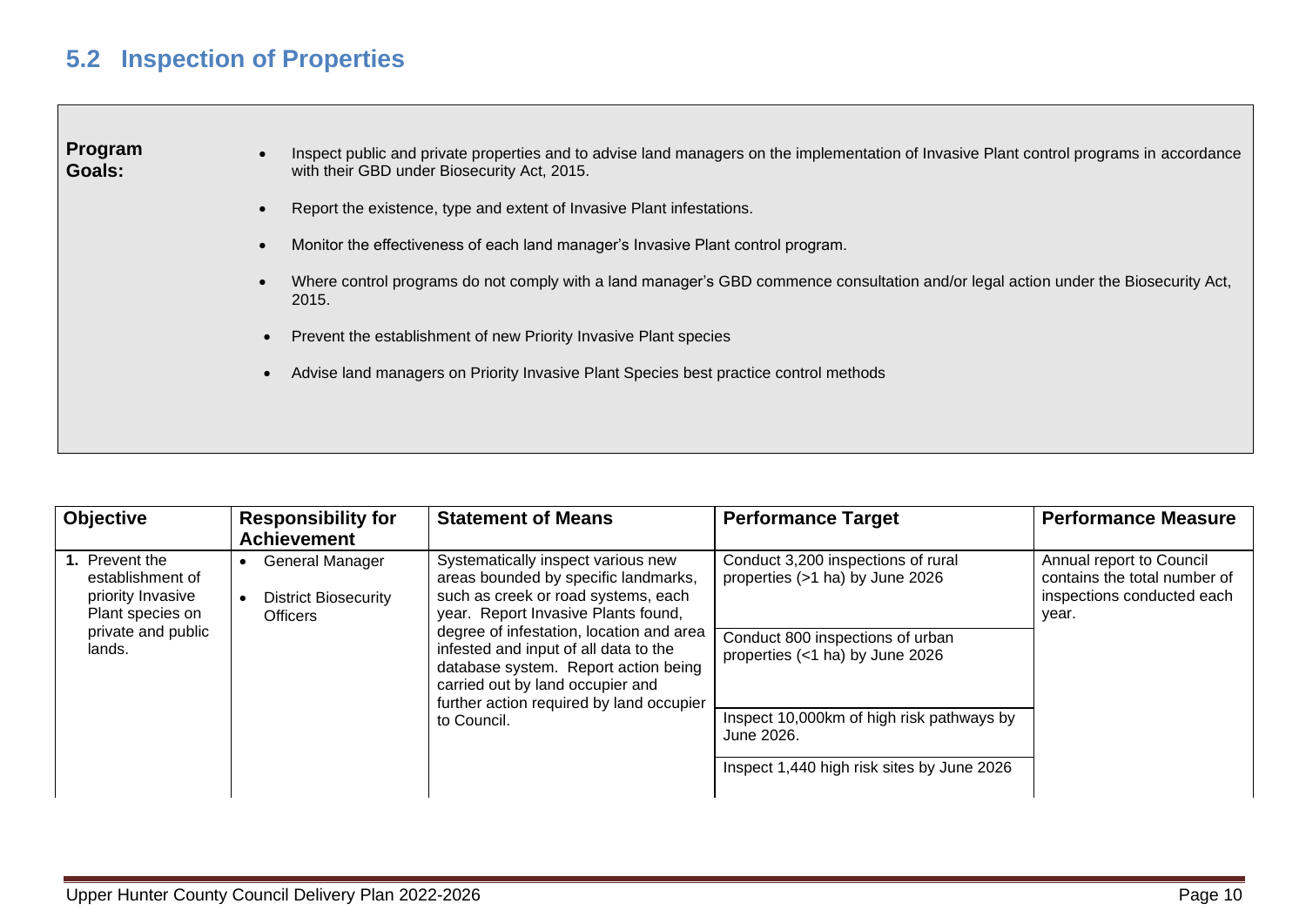## 5.2 Inspection of Properties

**Program Goals:**

- Inspect public and private properties and to advise land managers on the implementation of Invasive Plant control programs in accordance with their GBD under Biosecurity Act, 2015.
- Report the existence, type and extent of Invasive Plant infestations.
- Monitor the effectiveness of each land manager's Invasive Plant control program.
- Where control programs do not comply with a land manager's GBD commence consultation and/or legal action under the Biosecurity Act, 2015.
- Prevent the establishment of new Priority Invasive Plant species
- Advise land managers on Priority Invasive Plant Species best practice control methods

| Objective | Responsibility for Achievement | Statement of Means | Performance Target | Performance Measure |
|---|---|---|---|---|
| **1.** Prevent the establishment of priority Invasive Plant species on private and public lands. | • General Manager<br>• District Biosecurity Officers | Systematically inspect various new areas bounded by specific landmarks, such as creek or road systems, each year. Report Invasive Plants found, degree of infestation, location and area infested and input of all data to the database system. Report action being carried out by land occupier and further action required by land occupier to Council. | Conduct 3,200 inspections of rural properties (>1 ha) by June 2026 | Annual report to Council contains the total number of inspections conducted each year. |
| | | | Conduct 800 inspections of urban properties (<1 ha) by June 2026 | |
| | | | Inspect 10,000km of high risk pathways by June 2026. | |
| | | | Inspect 1,440 high risk sites by June 2026 | |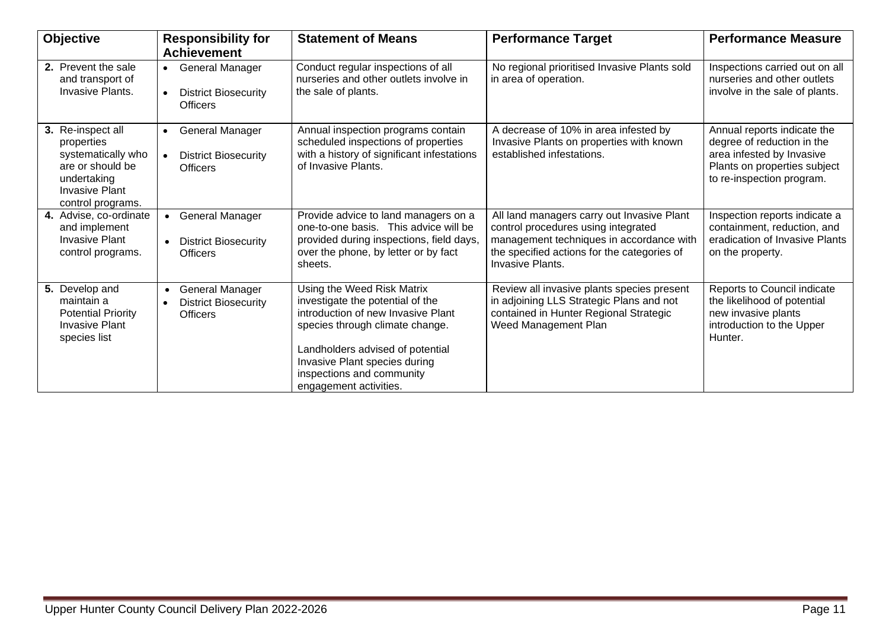| Objective | Responsibility for Achievement | Statement of Means | Performance Target | Performance Measure |
|---|---|---|---|---|
| **2.** Prevent the sale and transport of Invasive Plants. | • General Manager<br>• District Biosecurity Officers | Conduct regular inspections of all nurseries and other outlets involve in the sale of plants. | No regional prioritised Invasive Plants sold in area of operation. | Inspections carried out on all nurseries and other outlets involve in the sale of plants. |
| **3.** Re-inspect all properties systematically who are or should be undertaking Invasive Plant control programs. | • General Manager<br>• District Biosecurity Officers | Annual inspection programs contain scheduled inspections of properties with a history of significant infestations of Invasive Plants. | A decrease of 10% in area infested by Invasive Plants on properties with known established infestations. | Annual reports indicate the degree of reduction in the area infested by Invasive Plants on properties subject to re-inspection program. |
| **4.** Advise, co-ordinate and implement Invasive Plant control programs. | • General Manager<br>• District Biosecurity Officers | Provide advice to land managers on a one-to-one basis. This advice will be provided during inspections, field days, over the phone, by letter or by fact sheets. | All land managers carry out Invasive Plant control procedures using integrated management techniques in accordance with the specified actions for the categories of Invasive Plants. | Inspection reports indicate a containment, reduction, and eradication of Invasive Plants on the property. |
| **5.** Develop and maintain a Potential Priority Invasive Plant species list | • General Manager<br>• District Biosecurity Officers | Using the Weed Risk Matrix investigate the potential of the introduction of new Invasive Plant species through climate change.<br><br>Landholders advised of potential Invasive Plant species during inspections and community engagement activities. | Review all invasive plants species present in adjoining LLS Strategic Plans and not contained in Hunter Regional Strategic Weed Management Plan | Reports to Council indicate the likelihood of potential new invasive plants introduction to the Upper Hunter. |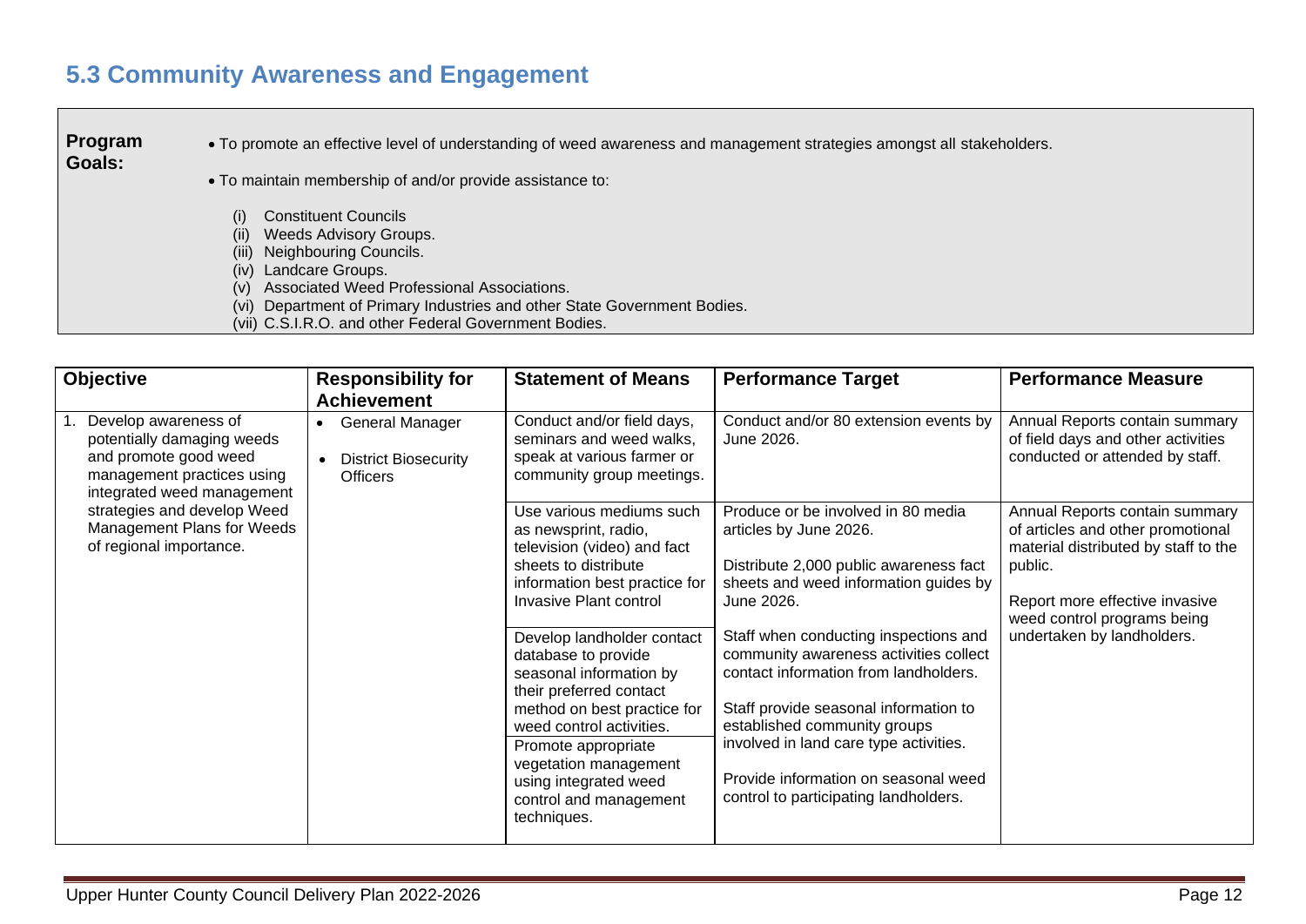## 5.3 Community Awareness and Engagement

**Program Goals:**

- To promote an effective level of understanding of weed awareness and management strategies amongst all stakeholders.
- To maintain membership of and/or provide assistance to:

  (i) Constituent Councils
  (ii) Weeds Advisory Groups.
  (iii) Neighbouring Councils.
  (iv) Landcare Groups.
  (v) Associated Weed Professional Associations.
  (vi) Department of Primary Industries and other State Government Bodies.
  (vii) C.S.I.R.O. and other Federal Government Bodies.

| Objective | Responsibility for Achievement | Statement of Means | Performance Target | Performance Measure |
|---|---|---|---|---|
| 1. Develop awareness of potentially damaging weeds and promote good weed management practices using integrated weed management strategies and develop Weed Management Plans for Weeds of regional importance. | • General Manager<br>• District Biosecurity Officers | Conduct and/or field days, seminars and weed walks, speak at various farmer or community group meetings. | Conduct and/or 80 extension events by June 2026. | Annual Reports contain summary of field days and other activities conducted or attended by staff. |
| | | Use various mediums such as newsprint, radio, television (video) and fact sheets to distribute information best practice for Invasive Plant control | Produce or be involved in 80 media articles by June 2026.<br><br>Distribute 2,000 public awareness fact sheets and weed information guides by June 2026. | Annual Reports contain summary of articles and other promotional material distributed by staff to the public.<br><br>Report more effective invasive weed control programs being undertaken by landholders. |
| | | Develop landholder contact database to provide seasonal information by their preferred contact method on best practice for weed control activities. | Staff when conducting inspections and community awareness activities collect contact information from landholders.<br><br>Staff provide seasonal information to established community groups involved in land care type activities. | |
| | | Promote appropriate vegetation management using integrated weed control and management techniques. | Provide information on seasonal weed control to participating landholders. | |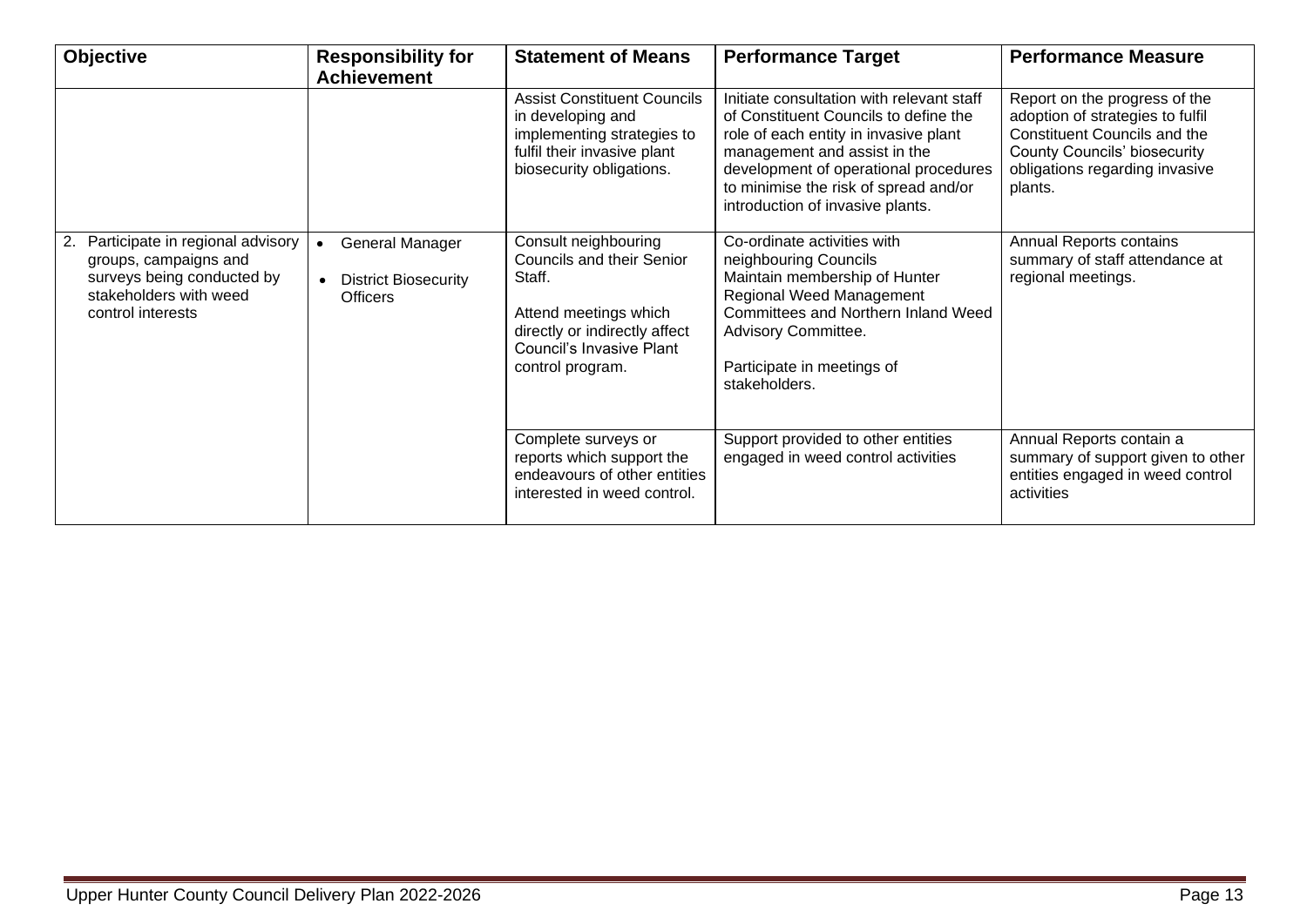| Objective | Responsibility for Achievement | Statement of Means | Performance Target | Performance Measure |
|---|---|---|---|---|
| | | Assist Constituent Councils in developing and implementing strategies to fulfil their invasive plant biosecurity obligations. | Initiate consultation with relevant staff of Constituent Councils to define the role of each entity in invasive plant management and assist in the development of operational procedures to minimise the risk of spread and/or introduction of invasive plants. | Report on the progress of the adoption of strategies to fulfil Constituent Councils and the County Councils' biosecurity obligations regarding invasive plants. |
| 2. Participate in regional advisory groups, campaigns and surveys being conducted by stakeholders with weed control interests | • General Manager<br>• District Biosecurity Officers | Consult neighbouring Councils and their Senior Staff.<br><br>Attend meetings which directly or indirectly affect Council's Invasive Plant control program. | Co-ordinate activities with neighbouring Councils<br>Maintain membership of Hunter Regional Weed Management Committees and Northern Inland Weed Advisory Committee.<br><br>Participate in meetings of stakeholders. | Annual Reports contains summary of staff attendance at regional meetings. |
| | | Complete surveys or reports which support the endeavours of other entities interested in weed control. | Support provided to other entities engaged in weed control activities | Annual Reports contain a summary of support given to other entities engaged in weed control activities |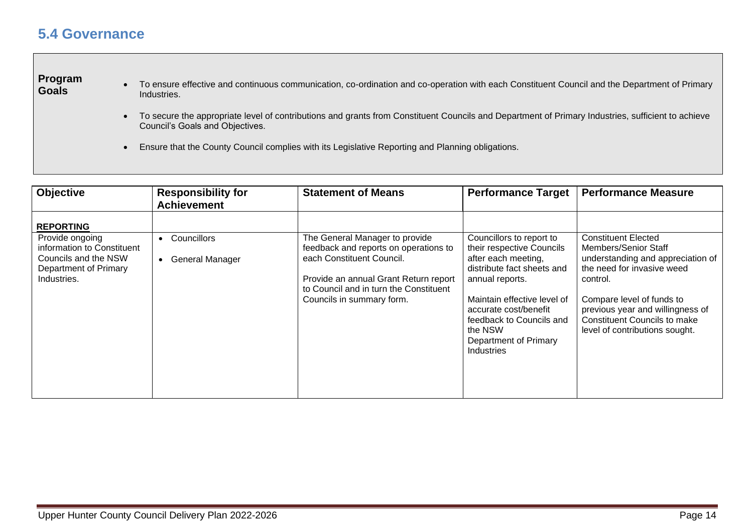## 5.4 Governance

**Program Goals**

- To ensure effective and continuous communication, co-ordination and co-operation with each Constituent Council and the Department of Primary Industries.
- To secure the appropriate level of contributions and grants from Constituent Councils and Department of Primary Industries, sufficient to achieve Council's Goals and Objectives.
- Ensure that the County Council complies with its Legislative Reporting and Planning obligations.

| Objective | Responsibility for Achievement | Statement of Means | Performance Target | Performance Measure |
|---|---|---|---|---|
| **REPORTING** | | | | |
| Provide ongoing information to Constituent Councils and the NSW Department of Primary Industries. | • Councillors<br>• General Manager | The General Manager to provide feedback and reports on operations to each Constituent Council.<br><br>Provide an annual Grant Return report to Council and in turn the Constituent Councils in summary form. | Councillors to report to their respective Councils after each meeting, distribute fact sheets and annual reports.<br><br>Maintain effective level of accurate cost/benefit feedback to Councils and the NSW Department of Primary Industries | Constituent Elected Members/Senior Staff understanding and appreciation of the need for invasive weed control.<br><br>Compare level of funds to previous year and willingness of Constituent Councils to make level of contributions sought. |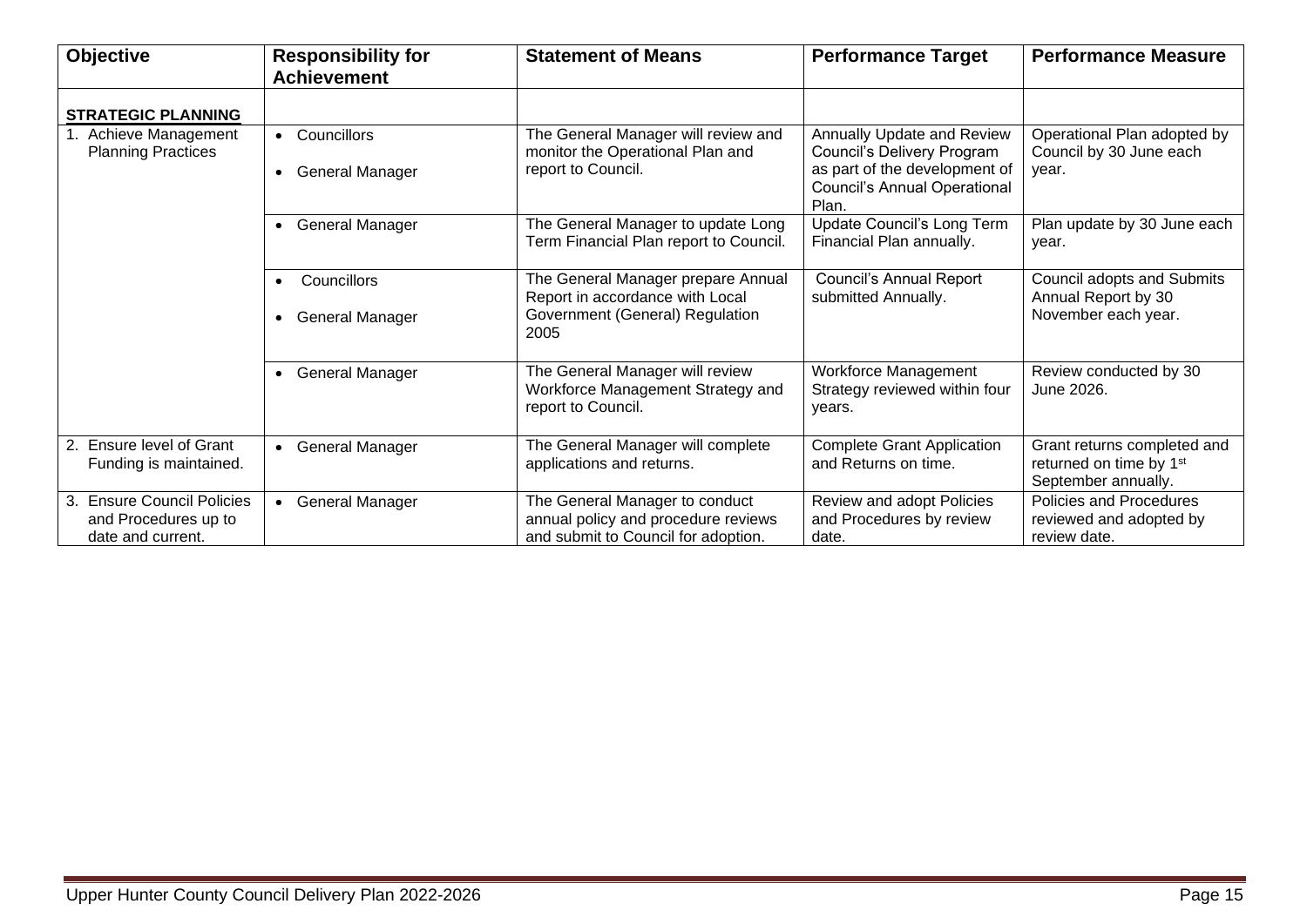| Objective | Responsibility for Achievement | Statement of Means | Performance Target | Performance Measure |
|---|---|---|---|---|
| **STRATEGIC PLANNING** | | | | |
| 1. Achieve Management Planning Practices | • Councillors<br>• General Manager | The General Manager will review and monitor the Operational Plan and report to Council. | Annually Update and Review Council's Delivery Program as part of the development of Council's Annual Operational Plan. | Operational Plan adopted by Council by 30 June each year. |
| | • General Manager | The General Manager to update Long Term Financial Plan report to Council. | Update Council's Long Term Financial Plan annually. | Plan update by 30 June each year. |
| | • Councillors<br>• General Manager | The General Manager prepare Annual Report in accordance with Local Government (General) Regulation 2005 | Council's Annual Report submitted Annually. | Council adopts and Submits Annual Report by 30 November each year. |
| | • General Manager | The General Manager will review Workforce Management Strategy and report to Council. | Workforce Management Strategy reviewed within four years. | Review conducted by 30 June 2026. |
| 2. Ensure level of Grant Funding is maintained. | • General Manager | The General Manager will complete applications and returns. | Complete Grant Application and Returns on time. | Grant returns completed and returned on time by 1st September annually. |
| 3. Ensure Council Policies and Procedures up to date and current. | • General Manager | The General Manager to conduct annual policy and procedure reviews and submit to Council for adoption. | Review and adopt Policies and Procedures by review date. | Policies and Procedures reviewed and adopted by review date. |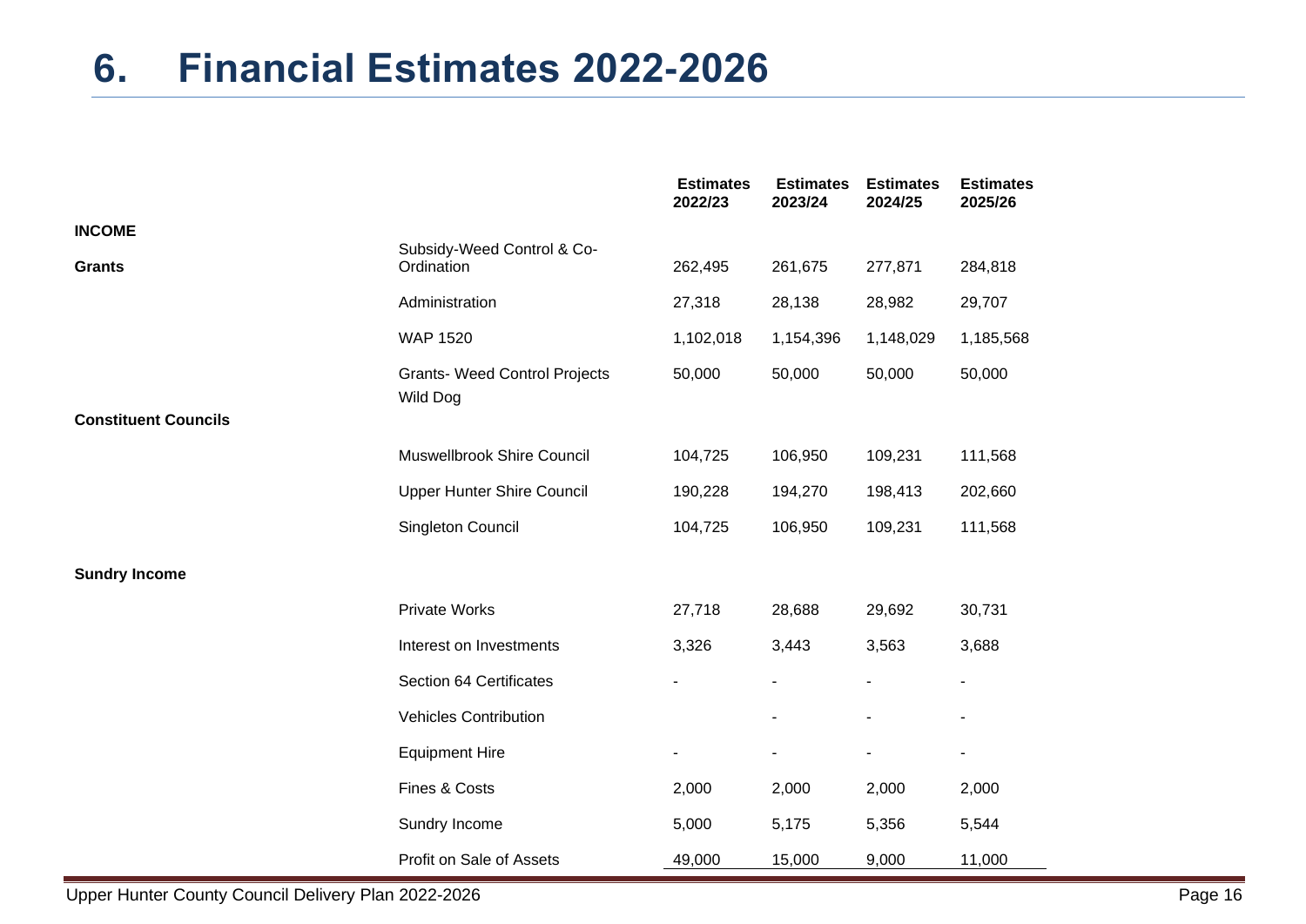# 6. Financial Estimates 2022-2026

| | | Estimates 2022/23 | Estimates 2023/24 | Estimates 2024/25 | Estimates 2025/26 |
|---|---|---|---|---|---|
| **INCOME** | | | | | |
| **Grants** | Subsidy-Weed Control & Co-Ordination | 262,495 | 261,675 | 277,871 | 284,818 |
| | Administration | 27,318 | 28,138 | 28,982 | 29,707 |
| | WAP 1520 | 1,102,018 | 1,154,396 | 1,148,029 | 1,185,568 |
| | Grants- Weed Control Projects | 50,000 | 50,000 | 50,000 | 50,000 |
| | Wild Dog | | | | |
| **Constituent Councils** | | | | | |
| | Muswellbrook Shire Council | 104,725 | 106,950 | 109,231 | 111,568 |
| | Upper Hunter Shire Council | 190,228 | 194,270 | 198,413 | 202,660 |
| | Singleton Council | 104,725 | 106,950 | 109,231 | 111,568 |
| **Sundry Income** | | | | | |
| | Private Works | 27,718 | 28,688 | 29,692 | 30,731 |
| | Interest on Investments | 3,326 | 3,443 | 3,563 | 3,688 |
| | Section 64 Certificates | - | - | - | - |
| | Vehicles Contribution | | - | - | - |
| | Equipment Hire | - | - | - | - |
| | Fines & Costs | 2,000 | 2,000 | 2,000 | 2,000 |
| | Sundry Income | 5,000 | 5,175 | 5,356 | 5,544 |
| | Profit on Sale of Assets | 49,000 | 15,000 | 9,000 | 11,000 |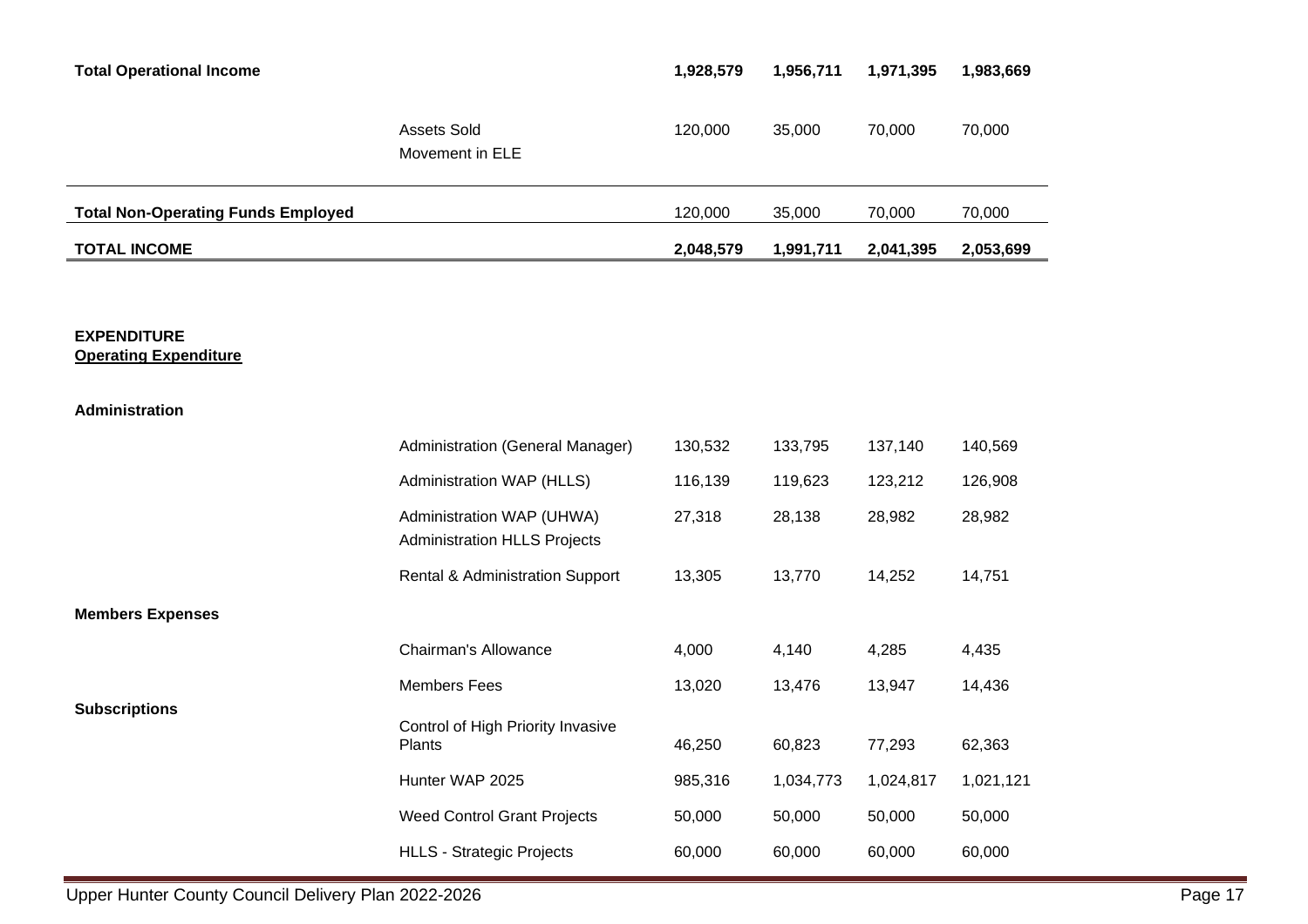| | | | | | |
|---|---|---|---|---|---|
| **Total Operational Income** | | **1,928,579** | **1,956,711** | **1,971,395** | **1,983,669** |
| | Assets Sold | 120,000 | 35,000 | 70,000 | 70,000 |
| | Movement in ELE | | | | |
| **Total Non-Operating Funds Employed** | | 120,000 | 35,000 | 70,000 | 70,000 |
| **TOTAL INCOME** | | **2,048,579** | **1,991,711** | **2,041,395** | **2,053,699** |

**EXPENDITURE**

**Operating Expenditure**

| | | | | | |
|---|---|---|---|---|---|
| **Administration** | | | | | |
| | Administration (General Manager) | 130,532 | 133,795 | 137,140 | 140,569 |
| | Administration WAP (HLLS) | 116,139 | 119,623 | 123,212 | 126,908 |
| | Administration WAP (UHWA) | 27,318 | 28,138 | 28,982 | 28,982 |
| | Administration HLLS Projects | | | | |
| | Rental & Administration Support | 13,305 | 13,770 | 14,252 | 14,751 |
| **Members Expenses** | | | | | |
| | Chairman's Allowance | 4,000 | 4,140 | 4,285 | 4,435 |
| | Members Fees | 13,020 | 13,476 | 13,947 | 14,436 |
| **Subscriptions** | | | | | |
| | Control of High Priority Invasive Plants | 46,250 | 60,823 | 77,293 | 62,363 |
| | Hunter WAP 2025 | 985,316 | 1,034,773 | 1,024,817 | 1,021,121 |
| | Weed Control Grant Projects | 50,000 | 50,000 | 50,000 | 50,000 |
| | HLLS - Strategic Projects | 60,000 | 60,000 | 60,000 | 60,000 |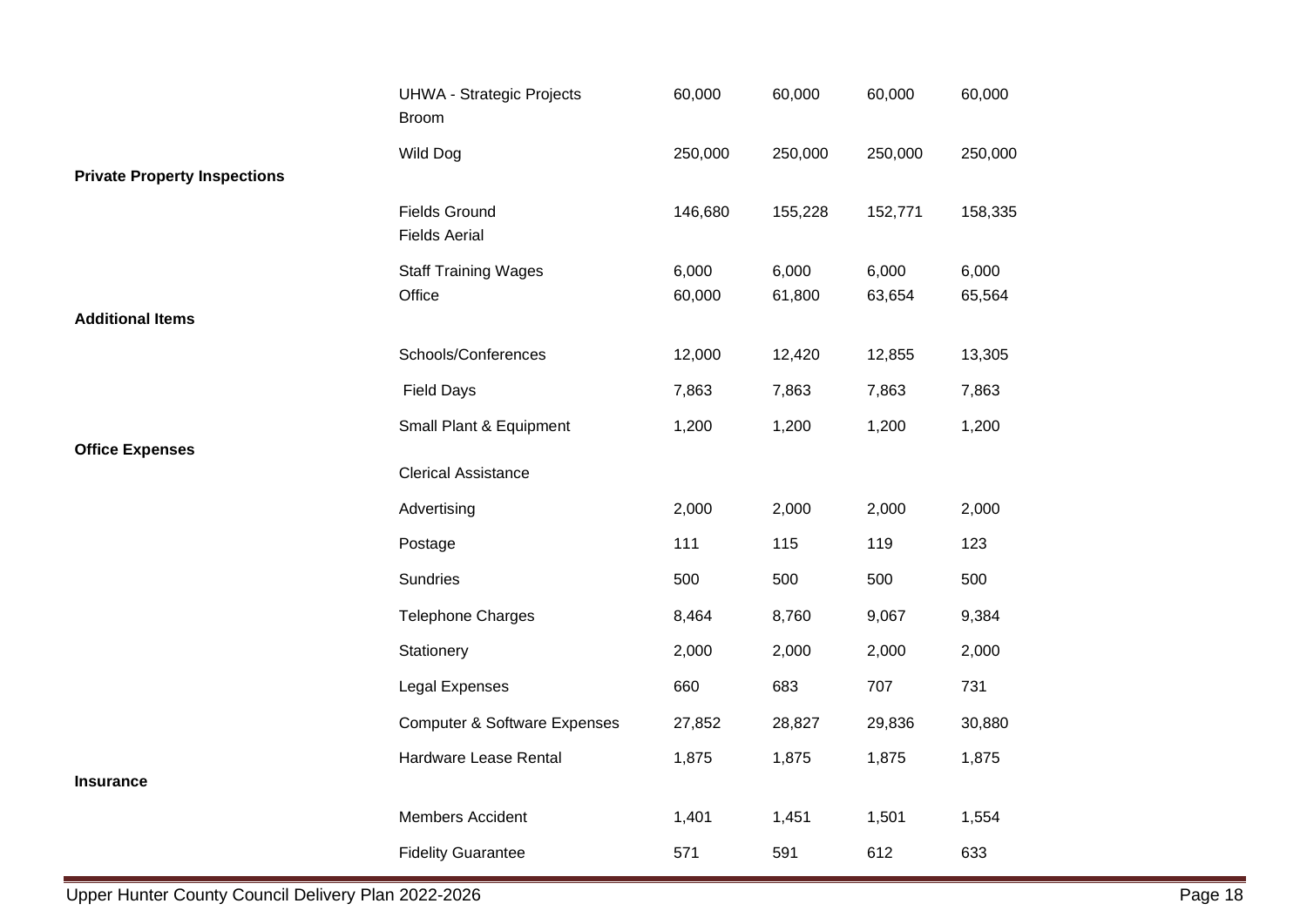| | | | | | |
|---|---|---|---|---|---|
| | UHWA - Strategic Projects | 60,000 | 60,000 | 60,000 | 60,000 |
| | Broom | | | | |
| | Wild Dog | 250,000 | 250,000 | 250,000 | 250,000 |
| **Private Property Inspections** | | | | | |
| | Fields Ground | 146,680 | 155,228 | 152,771 | 158,335 |
| | Fields Aerial | | | | |
| | Staff Training Wages | 6,000 | 6,000 | 6,000 | 6,000 |
| | Office | 60,000 | 61,800 | 63,654 | 65,564 |
| **Additional Items** | | | | | |
| | Schools/Conferences | 12,000 | 12,420 | 12,855 | 13,305 |
| | Field Days | 7,863 | 7,863 | 7,863 | 7,863 |
| | Small Plant & Equipment | 1,200 | 1,200 | 1,200 | 1,200 |
| **Office Expenses** | | | | | |
| | Clerical Assistance | | | | |
| | Advertising | 2,000 | 2,000 | 2,000 | 2,000 |
| | Postage | 111 | 115 | 119 | 123 |
| | Sundries | 500 | 500 | 500 | 500 |
| | Telephone Charges | 8,464 | 8,760 | 9,067 | 9,384 |
| | Stationery | 2,000 | 2,000 | 2,000 | 2,000 |
| | Legal Expenses | 660 | 683 | 707 | 731 |
| | Computer & Software Expenses | 27,852 | 28,827 | 29,836 | 30,880 |
| | Hardware Lease Rental | 1,875 | 1,875 | 1,875 | 1,875 |
| **Insurance** | | | | | |
| | Members Accident | 1,401 | 1,451 | 1,501 | 1,554 |
| | Fidelity Guarantee | 571 | 591 | 612 | 633 |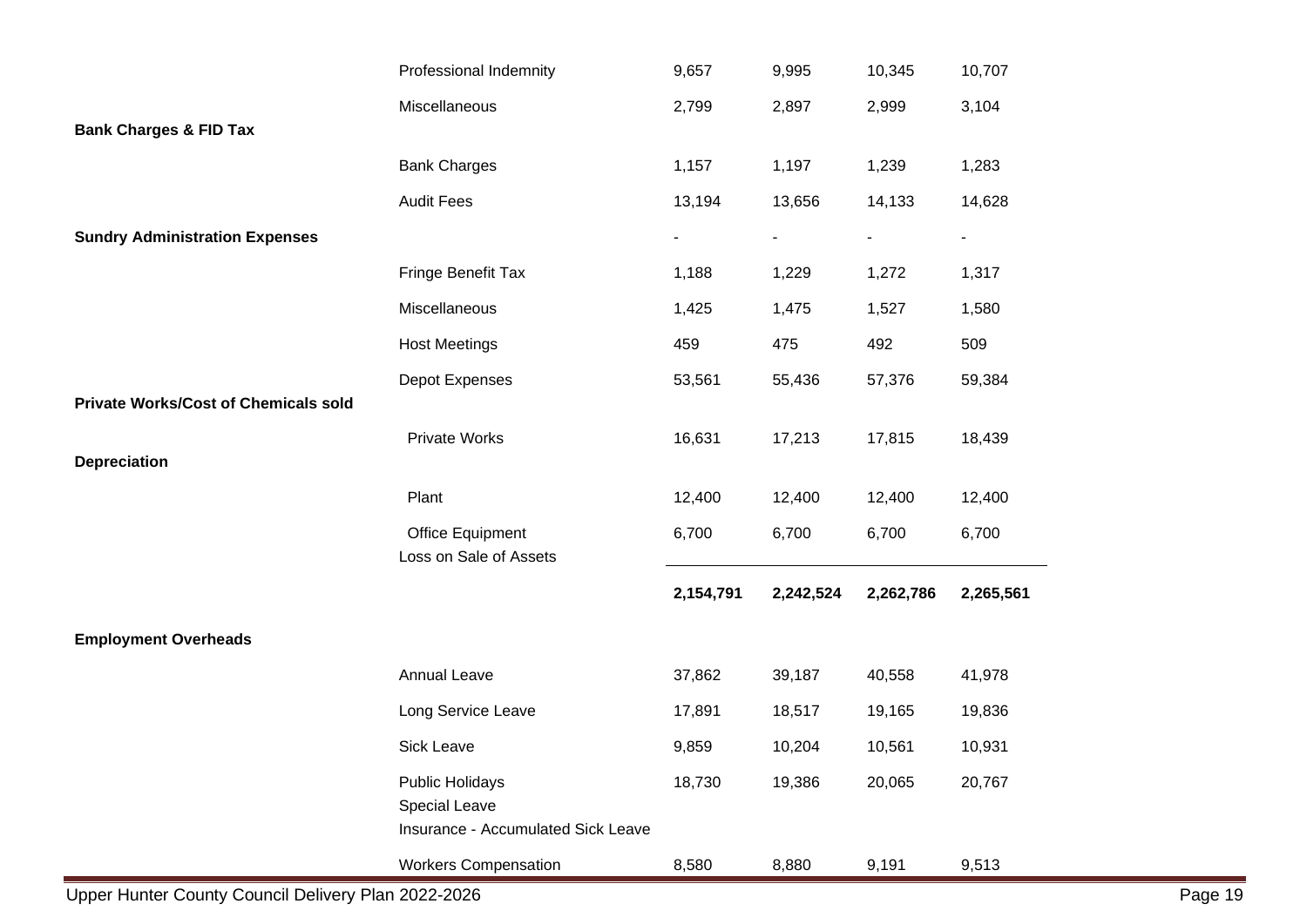| | | | | | |
|---|---|---|---|---|---|
| | Professional Indemnity | 9,657 | 9,995 | 10,345 | 10,707 |
| | Miscellaneous | 2,799 | 2,897 | 2,999 | 3,104 |
| **Bank Charges & FID Tax** | | | | | |
| | Bank Charges | 1,157 | 1,197 | 1,239 | 1,283 |
| | Audit Fees | 13,194 | 13,656 | 14,133 | 14,628 |
| **Sundry Administration Expenses** | | - | - | - | - |
| | Fringe Benefit Tax | 1,188 | 1,229 | 1,272 | 1,317 |
| | Miscellaneous | 1,425 | 1,475 | 1,527 | 1,580 |
| | Host Meetings | 459 | 475 | 492 | 509 |
| | Depot Expenses | 53,561 | 55,436 | 57,376 | 59,384 |
| **Private Works/Cost of Chemicals sold** | | | | | |
| | Private Works | 16,631 | 17,213 | 17,815 | 18,439 |
| **Depreciation** | | | | | |
| | Plant | 12,400 | 12,400 | 12,400 | 12,400 |
| | Office Equipment | 6,700 | 6,700 | 6,700 | 6,700 |
| | Loss on Sale of Assets | | | | |
| | | **2,154,791** | **2,242,524** | **2,262,786** | **2,265,561** |
| **Employment Overheads** | | | | | |
| | Annual Leave | 37,862 | 39,187 | 40,558 | 41,978 |
| | Long Service Leave | 17,891 | 18,517 | 19,165 | 19,836 |
| | Sick Leave | 9,859 | 10,204 | 10,561 | 10,931 |
| | Public Holidays | 18,730 | 19,386 | 20,065 | 20,767 |
| | Special Leave | | | | |
| | Insurance - Accumulated Sick Leave | | | | |
| | Workers Compensation | 8,580 | 8,880 | 9,191 | 9,513 |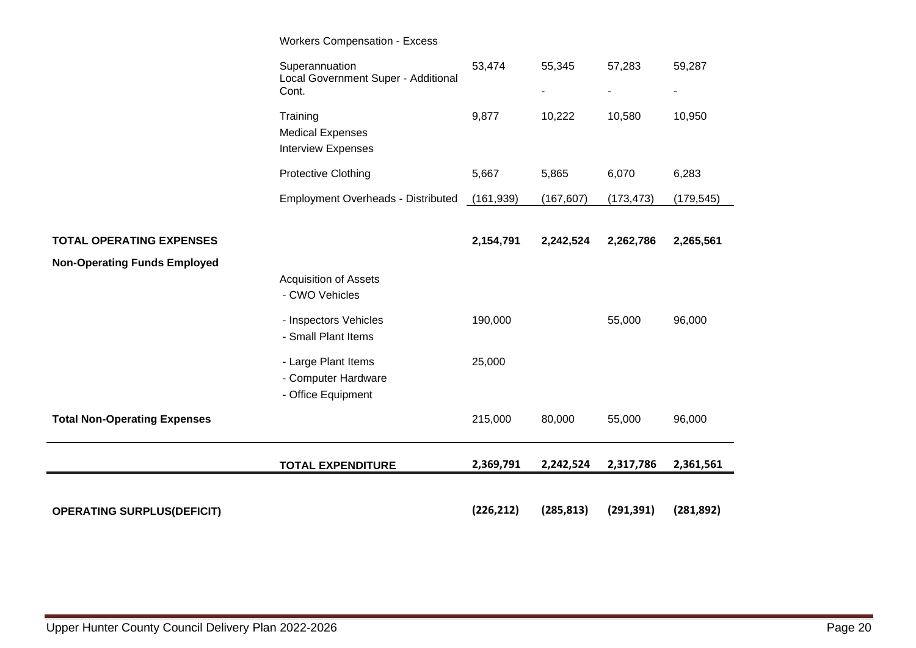| | | | | | |
|---|---|---|---|---|---|
| | Workers Compensation - Excess | | | | |
| | Superannuation | 53,474 | 55,345 | 57,283 | 59,287 |
| | Local Government Super - Additional Cont. | | - | - | - |
| | Training | 9,877 | 10,222 | 10,580 | 10,950 |
| | Medical Expenses | | | | |
| | Interview Expenses | | | | |
| | Protective Clothing | 5,667 | 5,865 | 6,070 | 6,283 |
| | Employment Overheads - Distributed | (161,939) | (167,607) | (173,473) | (179,545) |
| **TOTAL OPERATING EXPENSES** | | **2,154,791** | **2,242,524** | **2,262,786** | **2,265,561** |
| **Non-Operating Funds Employed** | | | | | |
| | Acquisition of Assets | | | | |
| | - CWO Vehicles | | | | |
| | - Inspectors Vehicles | 190,000 | | 55,000 | 96,000 |
| | - Small Plant Items | | | | |
| | - Large Plant Items | 25,000 | | | |
| | - Computer Hardware | | | | |
| | - Office Equipment | | | | |
| **Total Non-Operating Expenses** | | 215,000 | 80,000 | 55,000 | 96,000 |
| | **TOTAL EXPENDITURE** | **2,369,791** | **2,242,524** | **2,317,786** | **2,361,561** |
| **OPERATING SURPLUS(DEFICIT)** | | **(226,212)** | **(285,813)** | **(291,391)** | **(281,892)** |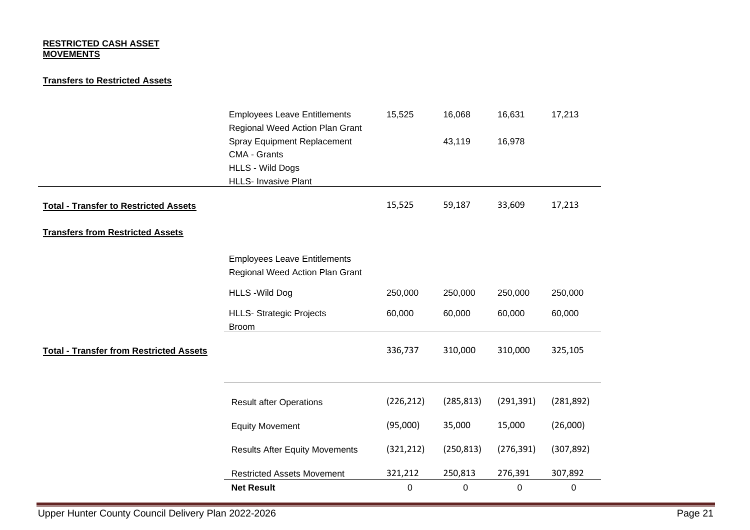**RESTRICTED CASH ASSET MOVEMENTS**

**Transfers to Restricted Assets**

| | | | | | |
|---|---|---|---|---|---|
| | Employees Leave Entitlements | 15,525 | 16,068 | 16,631 | 17,213 |
| | Regional Weed Action Plan Grant | | | | |
| | Spray Equipment Replacement | | 43,119 | 16,978 | |
| | CMA - Grants | | | | |
| | HLLS - Wild Dogs | | | | |
| | HLLS- Invasive Plant | | | | |
| **Total - Transfer to Restricted Assets** | | 15,525 | 59,187 | 33,609 | 17,213 |
| **Transfers from Restricted Assets** | | | | | |
| | Employees Leave Entitlements | | | | |
| | Regional Weed Action Plan Grant | | | | |
| | HLLS -Wild Dog | 250,000 | 250,000 | 250,000 | 250,000 |
| | HLLS- Strategic Projects | 60,000 | 60,000 | 60,000 | 60,000 |
| | Broom | | | | |
| **Total - Transfer from Restricted Assets** | | 336,737 | 310,000 | 310,000 | 325,105 |
| | Result after Operations | (226,212) | (285,813) | (291,391) | (281,892) |
| | Equity Movement | (95,000) | 35,000 | 15,000 | (26,000) |
| | Results After Equity Movements | (321,212) | (250,813) | (276,391) | (307,892) |
| | Restricted Assets Movement | 321,212 | 250,813 | 276,391 | 307,892 |
| | **Net Result** | 0 | 0 | 0 | 0 |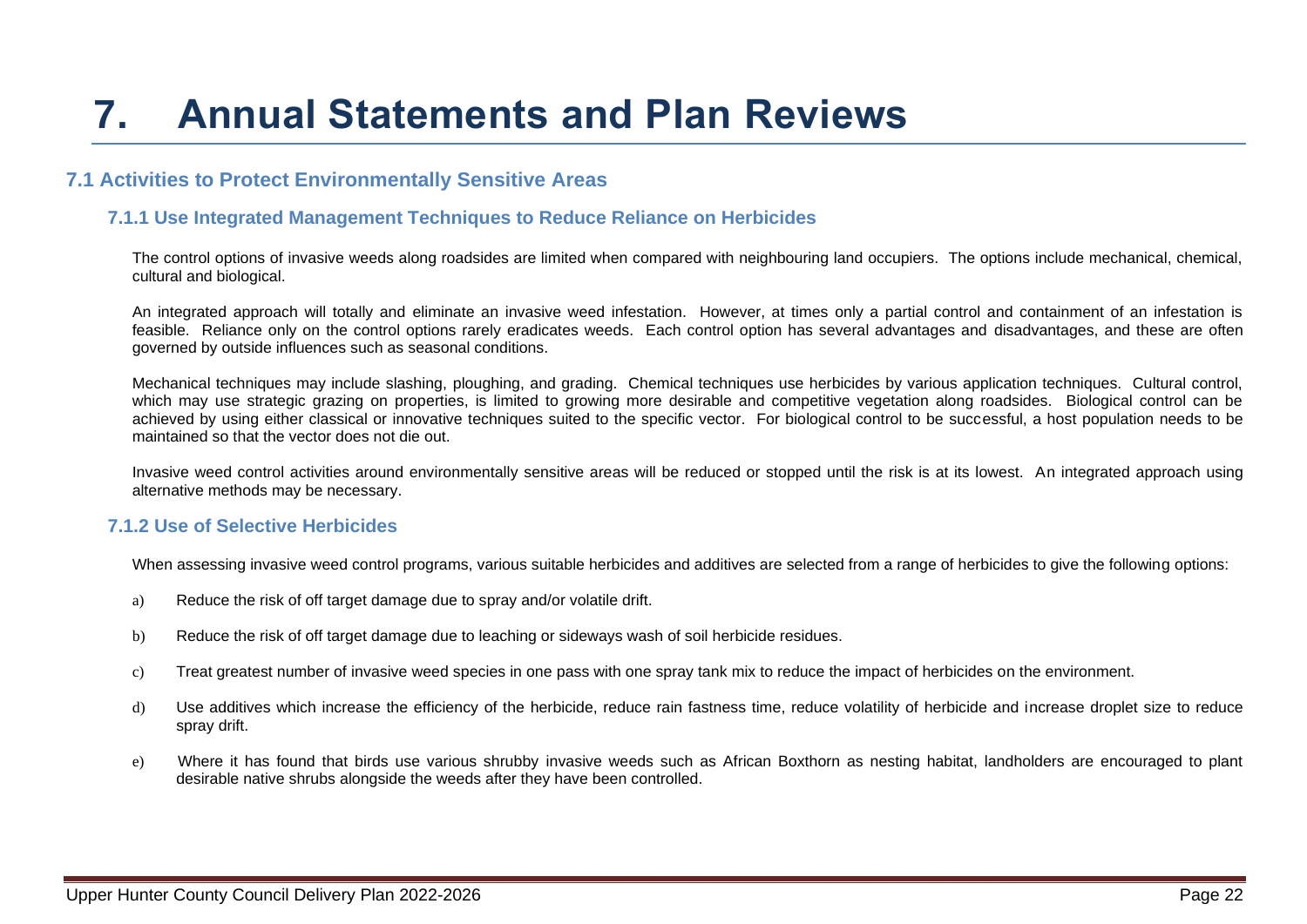# 7. Annual Statements and Plan Reviews

## 7.1 Activities to Protect Environmentally Sensitive Areas

### 7.1.1 Use Integrated Management Techniques to Reduce Reliance on Herbicides

The control options of invasive weeds along roadsides are limited when compared with neighbouring land occupiers. The options include mechanical, chemical, cultural and biological.

An integrated approach will totally and eliminate an invasive weed infestation. However, at times only a partial control and containment of an infestation is feasible. Reliance only on the control options rarely eradicates weeds. Each control option has several advantages and disadvantages, and these are often governed by outside influences such as seasonal conditions.

Mechanical techniques may include slashing, ploughing, and grading. Chemical techniques use herbicides by various application techniques. Cultural control, which may use strategic grazing on properties, is limited to growing more desirable and competitive vegetation along roadsides. Biological control can be achieved by using either classical or innovative techniques suited to the specific vector. For biological control to be successful, a host population needs to be maintained so that the vector does not die out.

Invasive weed control activities around environmentally sensitive areas will be reduced or stopped until the risk is at its lowest. An integrated approach using alternative methods may be necessary.

### 7.1.2 Use of Selective Herbicides

When assessing invasive weed control programs, various suitable herbicides and additives are selected from a range of herbicides to give the following options:

a) Reduce the risk of off target damage due to spray and/or volatile drift.

b) Reduce the risk of off target damage due to leaching or sideways wash of soil herbicide residues.

c) Treat greatest number of invasive weed species in one pass with one spray tank mix to reduce the impact of herbicides on the environment.

d) Use additives which increase the efficiency of the herbicide, reduce rain fastness time, reduce volatility of herbicide and increase droplet size to reduce spray drift.

e) Where it has found that birds use various shrubby invasive weeds such as African Boxthorn as nesting habitat, landholders are encouraged to plant desirable native shrubs alongside the weeds after they have been controlled.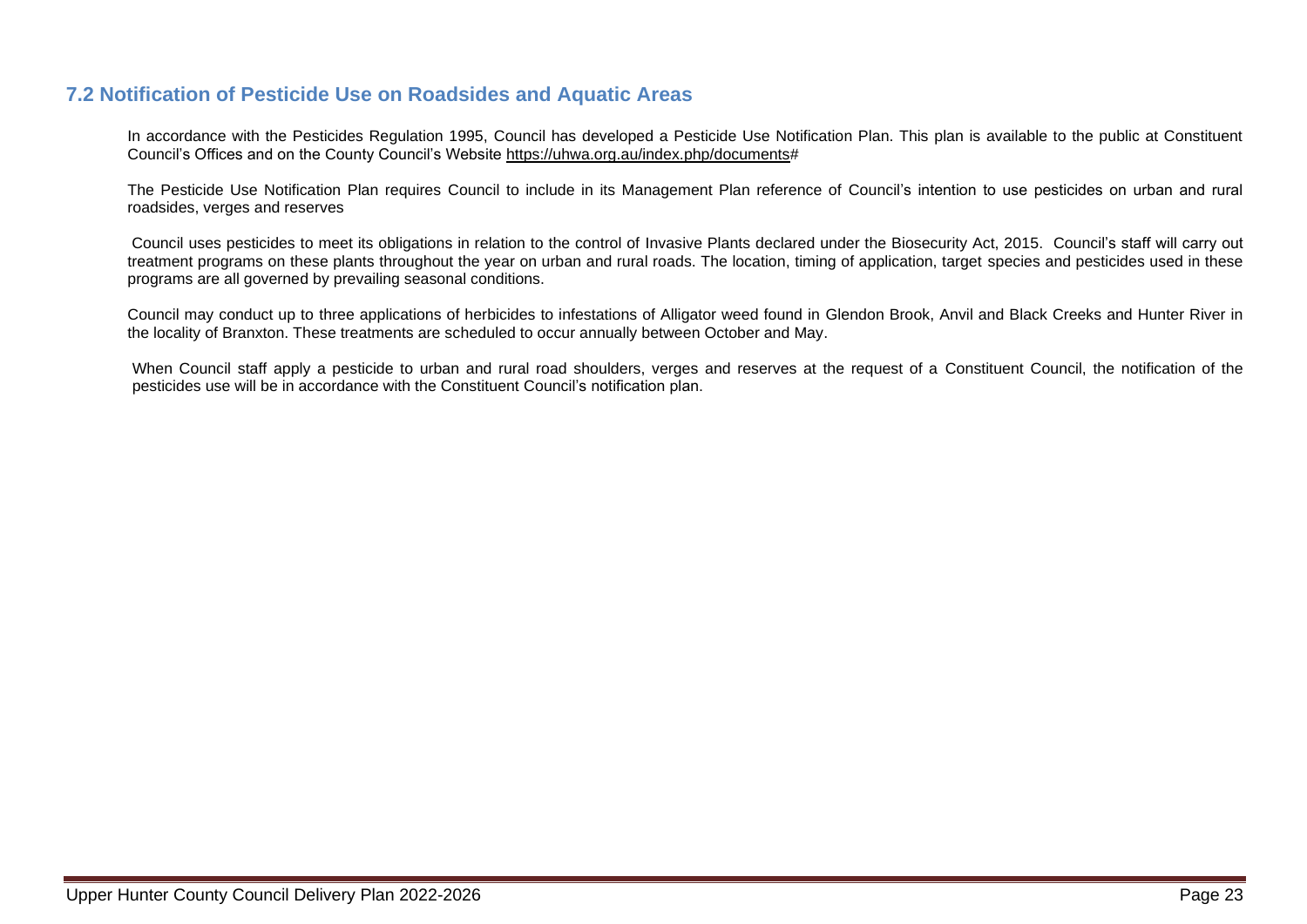## 7.2 Notification of Pesticide Use on Roadsides and Aquatic Areas

In accordance with the Pesticides Regulation 1995, Council has developed a Pesticide Use Notification Plan. This plan is available to the public at Constituent Council's Offices and on the County Council's Website https://uhwa.org.au/index.php/documents#

The Pesticide Use Notification Plan requires Council to include in its Management Plan reference of Council's intention to use pesticides on urban and rural roadsides, verges and reserves

Council uses pesticides to meet its obligations in relation to the control of Invasive Plants declared under the Biosecurity Act, 2015. Council's staff will carry out treatment programs on these plants throughout the year on urban and rural roads. The location, timing of application, target species and pesticides used in these programs are all governed by prevailing seasonal conditions.

Council may conduct up to three applications of herbicides to infestations of Alligator weed found in Glendon Brook, Anvil and Black Creeks and Hunter River in the locality of Branxton. These treatments are scheduled to occur annually between October and May.

When Council staff apply a pesticide to urban and rural road shoulders, verges and reserves at the request of a Constituent Council, the notification of the pesticides use will be in accordance with the Constituent Council's notification plan.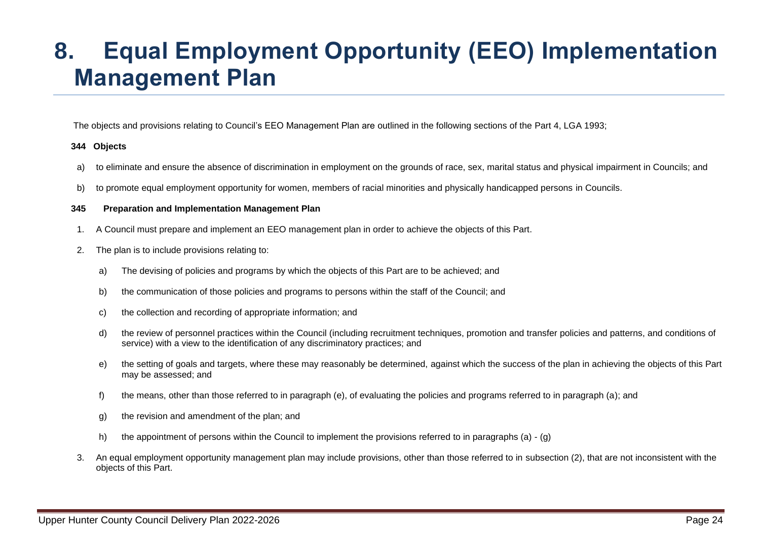# 8. Equal Employment Opportunity (EEO) Implementation Management Plan

The objects and provisions relating to Council's EEO Management Plan are outlined in the following sections of the Part 4, LGA 1993;

**344 Objects**

a) to eliminate and ensure the absence of discrimination in employment on the grounds of race, sex, marital status and physical impairment in Councils; and

b) to promote equal employment opportunity for women, members of racial minorities and physically handicapped persons in Councils.

**345 Preparation and Implementation Management Plan**

1. A Council must prepare and implement an EEO management plan in order to achieve the objects of this Part.

2. The plan is to include provisions relating to:

   a) The devising of policies and programs by which the objects of this Part are to be achieved; and

   b) the communication of those policies and programs to persons within the staff of the Council; and

   c) the collection and recording of appropriate information; and

   d) the review of personnel practices within the Council (including recruitment techniques, promotion and transfer policies and patterns, and conditions of service) with a view to the identification of any discriminatory practices; and

   e) the setting of goals and targets, where these may reasonably be determined, against which the success of the plan in achieving the objects of this Part may be assessed; and

   f) the means, other than those referred to in paragraph (e), of evaluating the policies and programs referred to in paragraph (a); and

   g) the revision and amendment of the plan; and

   h) the appointment of persons within the Council to implement the provisions referred to in paragraphs (a) - (g)

3. An equal employment opportunity management plan may include provisions, other than those referred to in subsection (2), that are not inconsistent with the objects of this Part.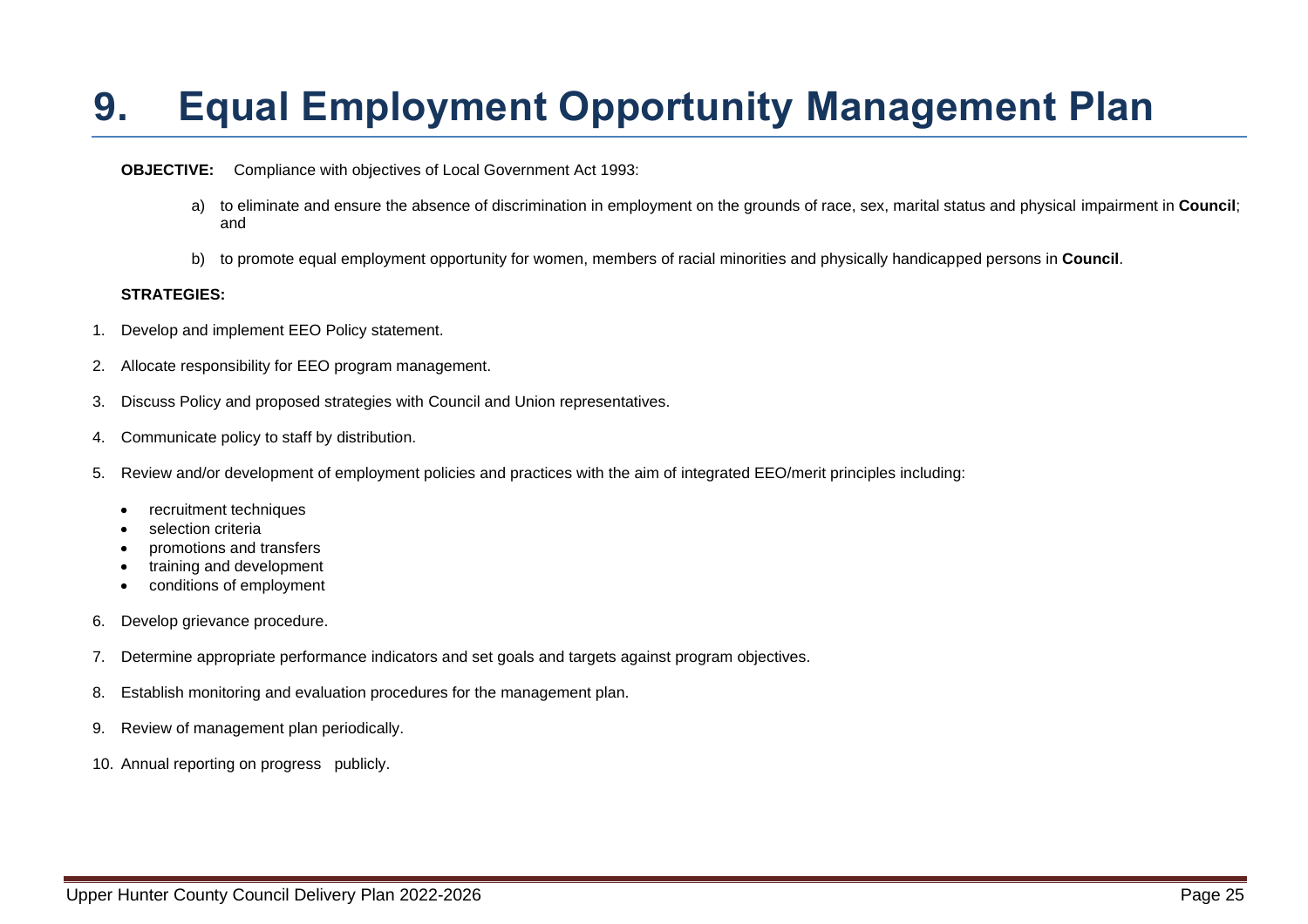# 9. Equal Employment Opportunity Management Plan

**OBJECTIVE:** Compliance with objectives of Local Government Act 1993:

a) to eliminate and ensure the absence of discrimination in employment on the grounds of race, sex, marital status and physical impairment in **Council**; and

b) to promote equal employment opportunity for women, members of racial minorities and physically handicapped persons in **Council**.

**STRATEGIES:**

1. Develop and implement EEO Policy statement.
2. Allocate responsibility for EEO program management.
3. Discuss Policy and proposed strategies with Council and Union representatives.
4. Communicate policy to staff by distribution.
5. Review and/or development of employment policies and practices with the aim of integrated EEO/merit principles including:
   - recruitment techniques
   - selection criteria
   - promotions and transfers
   - training and development
   - conditions of employment
6. Develop grievance procedure.
7. Determine appropriate performance indicators and set goals and targets against program objectives.
8. Establish monitoring and evaluation procedures for the management plan.
9. Review of management plan periodically.
10. Annual reporting on progress publicly.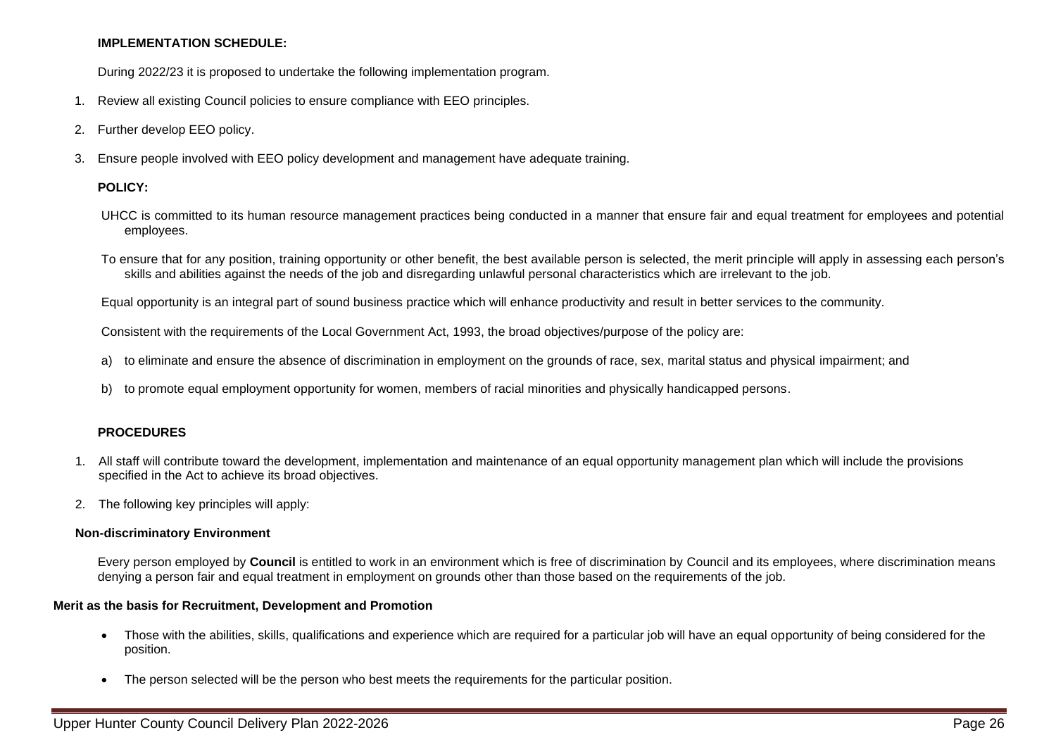**IMPLEMENTATION SCHEDULE:**

During 2022/23 it is proposed to undertake the following implementation program.

1. Review all existing Council policies to ensure compliance with EEO principles.
2. Further develop EEO policy.
3. Ensure people involved with EEO policy development and management have adequate training.

**POLICY:**

UHCC is committed to its human resource management practices being conducted in a manner that ensure fair and equal treatment for employees and potential employees.

To ensure that for any position, training opportunity or other benefit, the best available person is selected, the merit principle will apply in assessing each person's skills and abilities against the needs of the job and disregarding unlawful personal characteristics which are irrelevant to the job.

Equal opportunity is an integral part of sound business practice which will enhance productivity and result in better services to the community.

Consistent with the requirements of the Local Government Act, 1993, the broad objectives/purpose of the policy are:

a) to eliminate and ensure the absence of discrimination in employment on the grounds of race, sex, marital status and physical impairment; and
b) to promote equal employment opportunity for women, members of racial minorities and physically handicapped persons.

**PROCEDURES**

1. All staff will contribute toward the development, implementation and maintenance of an equal opportunity management plan which will include the provisions specified in the Act to achieve its broad objectives.
2. The following key principles will apply:

**Non-discriminatory Environment**

Every person employed by **Council** is entitled to work in an environment which is free of discrimination by Council and its employees, where discrimination means denying a person fair and equal treatment in employment on grounds other than those based on the requirements of the job.

**Merit as the basis for Recruitment, Development and Promotion**

- Those with the abilities, skills, qualifications and experience which are required for a particular job will have an equal opportunity of being considered for the position.
- The person selected will be the person who best meets the requirements for the particular position.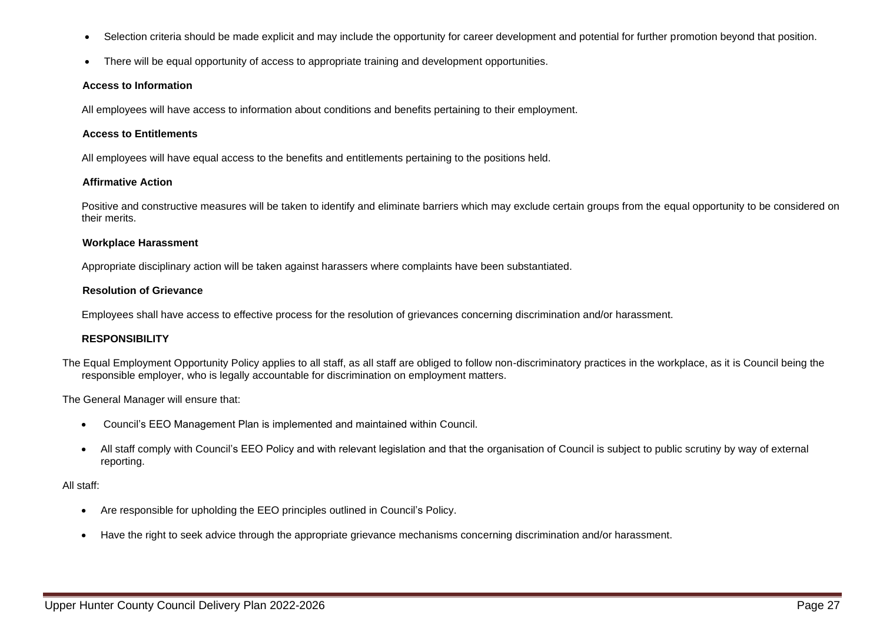- Selection criteria should be made explicit and may include the opportunity for career development and potential for further promotion beyond that position.
- There will be equal opportunity of access to appropriate training and development opportunities.

**Access to Information**

All employees will have access to information about conditions and benefits pertaining to their employment.

**Access to Entitlements**

All employees will have equal access to the benefits and entitlements pertaining to the positions held.

**Affirmative Action**

Positive and constructive measures will be taken to identify and eliminate barriers which may exclude certain groups from the equal opportunity to be considered on their merits.

**Workplace Harassment**

Appropriate disciplinary action will be taken against harassers where complaints have been substantiated.

**Resolution of Grievance**

Employees shall have access to effective process for the resolution of grievances concerning discrimination and/or harassment.

**RESPONSIBILITY**

The Equal Employment Opportunity Policy applies to all staff, as all staff are obliged to follow non-discriminatory practices in the workplace, as it is Council being the responsible employer, who is legally accountable for discrimination on employment matters.

The General Manager will ensure that:

- Council's EEO Management Plan is implemented and maintained within Council.
- All staff comply with Council's EEO Policy and with relevant legislation and that the organisation of Council is subject to public scrutiny by way of external reporting.

All staff:

- Are responsible for upholding the EEO principles outlined in Council's Policy.
- Have the right to seek advice through the appropriate grievance mechanisms concerning discrimination and/or harassment.